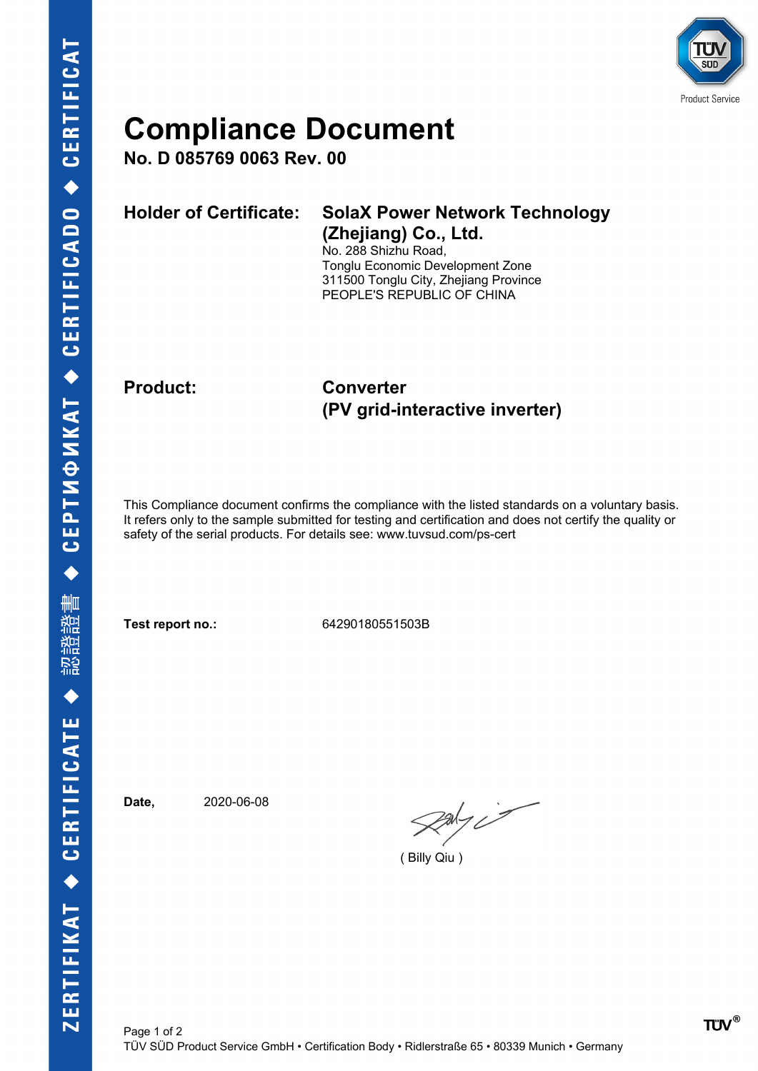# Compliance Document

**No. D 085769 0063 Rev. 00**

| | |
|---|---|
| **Holder of Certificate:** | **SolaX Power Network Technology (Zhejiang) Co., Ltd.**<br>No. 288 Shizhu Road,<br>Tonglu Economic Development Zone<br>311500 Tonglu City, Zhejiang Province<br>PEOPLE'S REPUBLIC OF CHINA |
| **Product:** | **Converter**<br>**(PV grid-interactive inverter)** |

This Compliance document confirms the compliance with the listed standards on a voluntary basis. It refers only to the sample submitted for testing and certification and does not certify the quality or safety of the serial products. For details see: www.tuvsud.com/ps-cert

**Test report no.:** 64290180551503B

**Date,** 2020-06-08

( Billy Qiu )

TÜV SÜD Product Service GmbH • Certification Body • Ridlerstraße 65 • 80339 Munich • Germany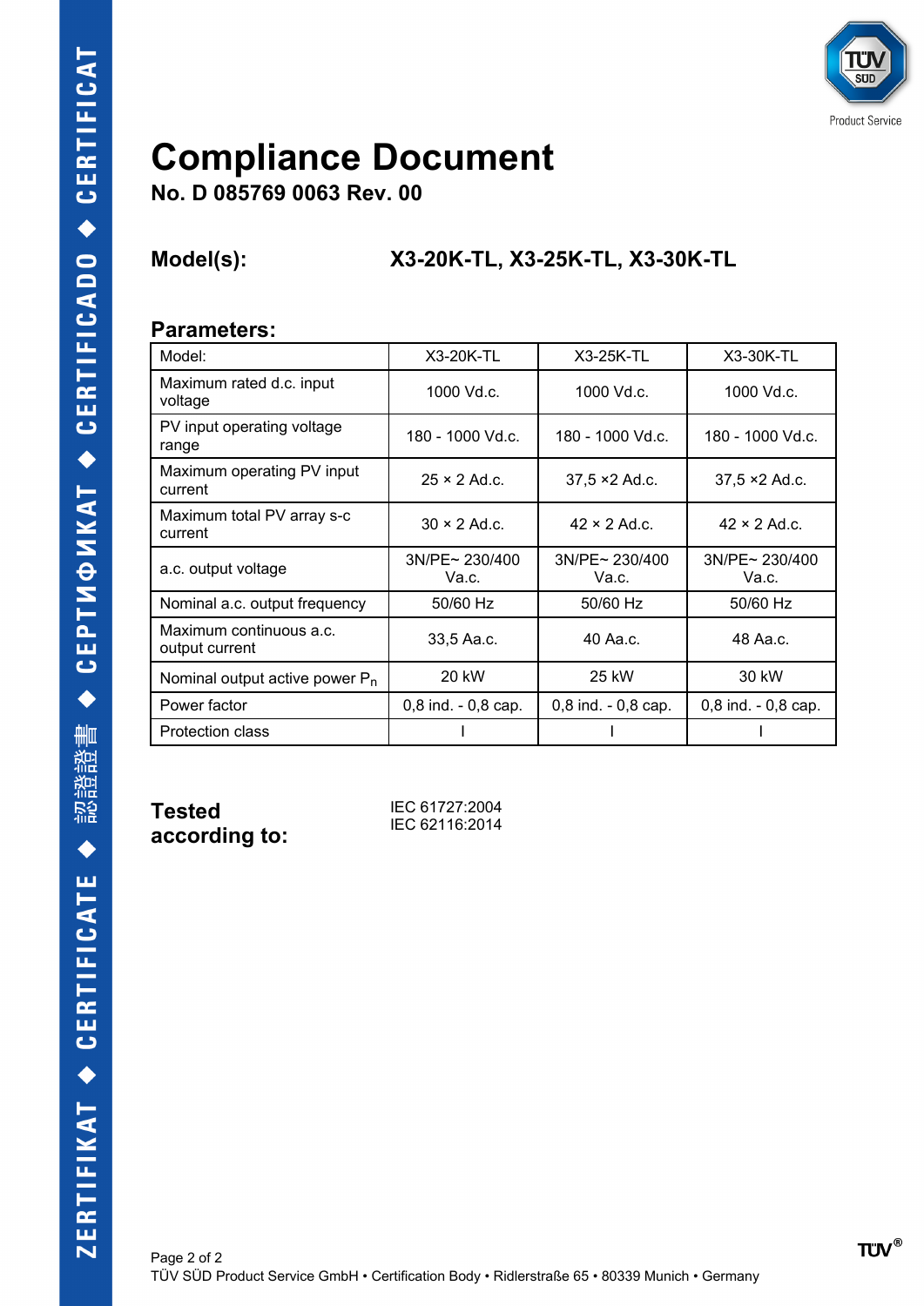# Compliance Document

**No. D 085769 0063 Rev. 00**

**Model(s):** **X3-20K-TL, X3-25K-TL, X3-30K-TL**

## Parameters:

| Model: | X3-20K-TL | X3-25K-TL | X3-30K-TL |
|---|---|---|---|
| Maximum rated d.c. input voltage | 1000 Vd.c. | 1000 Vd.c. | 1000 Vd.c. |
| PV input operating voltage range | 180 - 1000 Vd.c. | 180 - 1000 Vd.c. | 180 - 1000 Vd.c. |
| Maximum operating PV input current | 25 × 2 Ad.c. | 37,5 ×2 Ad.c. | 37,5 ×2 Ad.c. |
| Maximum total PV array s-c current | 30 × 2 Ad.c. | 42 × 2 Ad.c. | 42 × 2 Ad.c. |
| a.c. output voltage | 3N/PE~ 230/400 Va.c. | 3N/PE~ 230/400 Va.c. | 3N/PE~ 230/400 Va.c. |
| Nominal a.c. output frequency | 50/60 Hz | 50/60 Hz | 50/60 Hz |
| Maximum continuous a.c. output current | 33,5 Aa.c. | 40 Aa.c. | 48 Aa.c. |
| Nominal output active power $P_n$ | 20 kW | 25 kW | 30 kW |
| Power factor | 0,8 ind. - 0,8 cap. | 0,8 ind. - 0,8 cap. | 0,8 ind. - 0,8 cap. |
| Protection class | I | I | I |

**Tested according to:**

IEC 61727:2004
IEC 62116:2014

TÜV SÜD Product Service GmbH • Certification Body • Ridlerstraße 65 • 80339 Munich • Germany